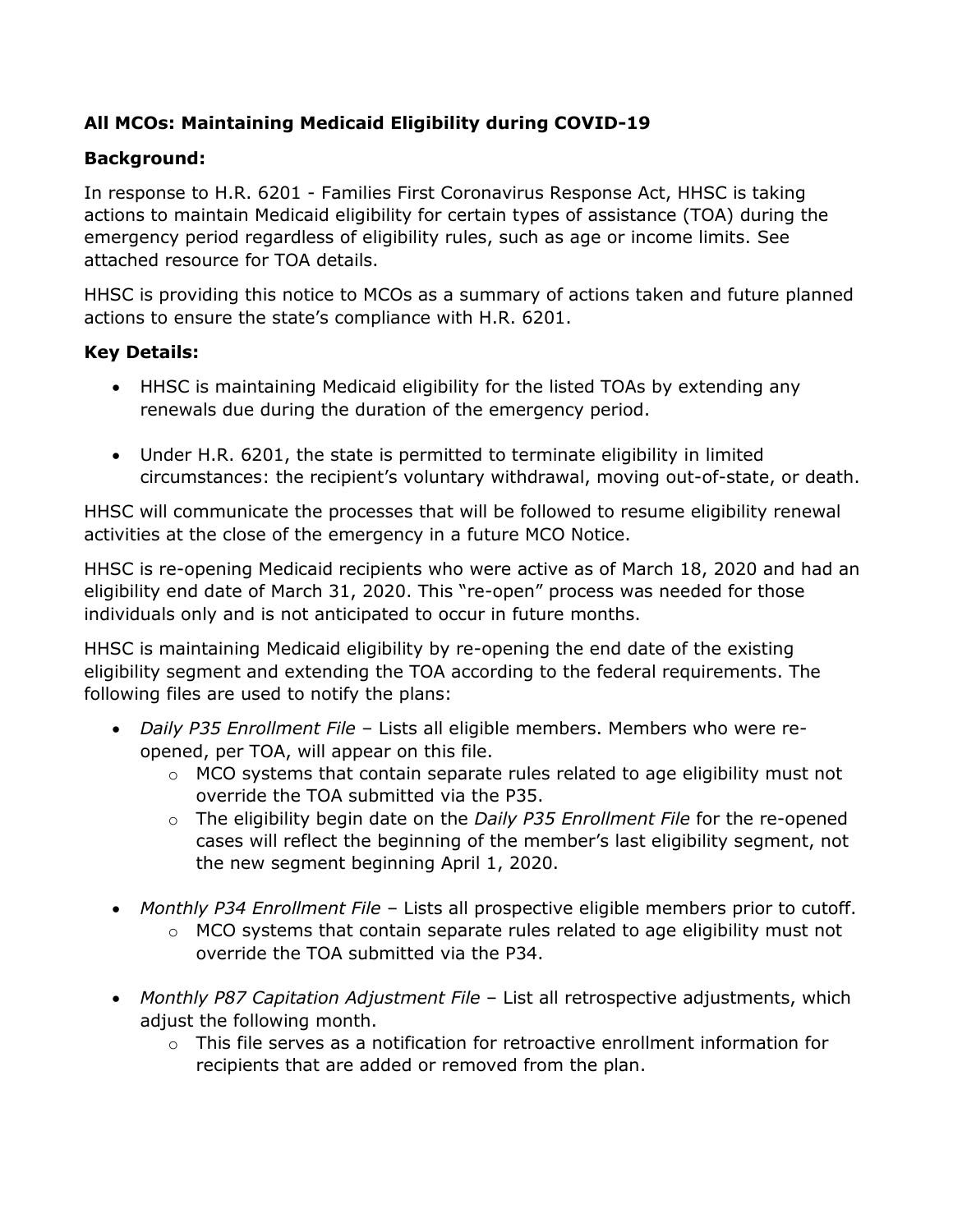**All MCOs: Maintaining Medicaid Eligibility during COVID-19**

**Background:**

In response to H.R. 6201 - Families First Coronavirus Response Act, HHSC is taking actions to maintain Medicaid eligibility for certain types of assistance (TOA) during the emergency period regardless of eligibility rules, such as age or income limits. See attached resource for TOA details.

HHSC is providing this notice to MCOs as a summary of actions taken and future planned actions to ensure the state's compliance with H.R. 6201.

**Key Details:**

- HHSC is maintaining Medicaid eligibility for the listed TOAs by extending any renewals due during the duration of the emergency period.

- Under H.R. 6201, the state is permitted to terminate eligibility in limited circumstances: the recipient's voluntary withdrawal, moving out-of-state, or death.

HHSC will communicate the processes that will be followed to resume eligibility renewal activities at the close of the emergency in a future MCO Notice.

HHSC is re-opening Medicaid recipients who were active as of March 18, 2020 and had an eligibility end date of March 31, 2020. This "re-open" process was needed for those individuals only and is not anticipated to occur in future months.

HHSC is maintaining Medicaid eligibility by re-opening the end date of the existing eligibility segment and extending the TOA according to the federal requirements. The following files are used to notify the plans:

- *Daily P35 Enrollment File* – Lists all eligible members. Members who were re-opened, per TOA, will appear on this file.
  - MCO systems that contain separate rules related to age eligibility must not override the TOA submitted via the P35.
  - The eligibility begin date on the *Daily P35 Enrollment File* for the re-opened cases will reflect the beginning of the member's last eligibility segment, not the new segment beginning April 1, 2020.

- *Monthly P34 Enrollment File* – Lists all prospective eligible members prior to cutoff.
  - MCO systems that contain separate rules related to age eligibility must not override the TOA submitted via the P34.

- *Monthly P87 Capitation Adjustment File* – List all retrospective adjustments, which adjust the following month.
  - This file serves as a notification for retroactive enrollment information for recipients that are added or removed from the plan.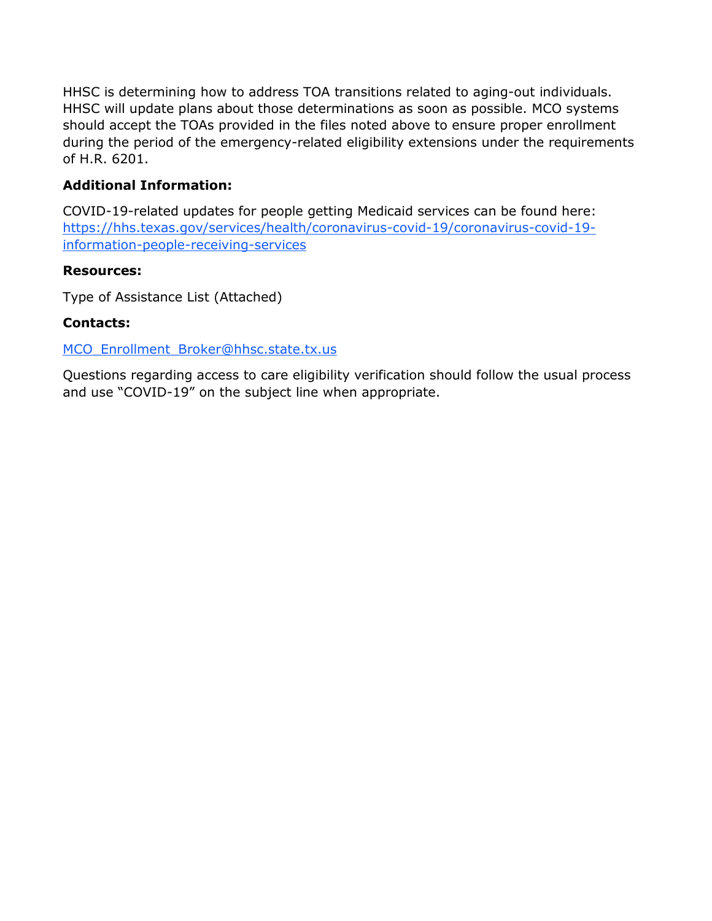HHSC is determining how to address TOA transitions related to aging-out individuals. HHSC will update plans about those determinations as soon as possible. MCO systems should accept the TOAs provided in the files noted above to ensure proper enrollment during the period of the emergency-related eligibility extensions under the requirements of H.R. 6201.

**Additional Information:**

COVID-19-related updates for people getting Medicaid services can be found here: [https://hhs.texas.gov/services/health/coronavirus-covid-19/coronavirus-covid-19-information-people-receiving-services](https://hhs.texas.gov/services/health/coronavirus-covid-19/coronavirus-covid-19-information-people-receiving-services)

**Resources:**

Type of Assistance List (Attached)

**Contacts:**

[MCO_Enrollment_Broker@hhsc.state.tx.us](mailto:MCO_Enrollment_Broker@hhsc.state.tx.us)

Questions regarding access to care eligibility verification should follow the usual process and use "COVID-19" on the subject line when appropriate.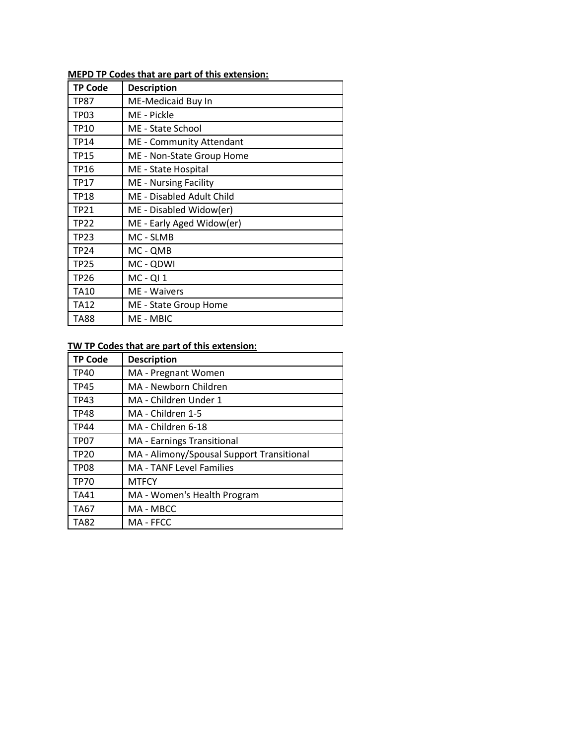**MEPD TP Codes that are part of this extension:**

| TP Code | Description |
| --- | --- |
| TP87 | ME-Medicaid Buy In |
| TP03 | ME - Pickle |
| TP10 | ME - State School |
| TP14 | ME - Community Attendant |
| TP15 | ME - Non-State Group Home |
| TP16 | ME - State Hospital |
| TP17 | ME - Nursing Facility |
| TP18 | ME - Disabled Adult Child |
| TP21 | ME - Disabled Widow(er) |
| TP22 | ME - Early Aged Widow(er) |
| TP23 | MC - SLMB |
| TP24 | MC - QMB |
| TP25 | MC - QDWI |
| TP26 | MC - QI 1 |
| TA10 | ME - Waivers |
| TA12 | ME - State Group Home |
| TA88 | ME - MBIC |

**TW TP Codes that are part of this extension:**

| TP Code | Description |
| --- | --- |
| TP40 | MA - Pregnant Women |
| TP45 | MA - Newborn Children |
| TP43 | MA - Children Under 1 |
| TP48 | MA - Children 1-5 |
| TP44 | MA - Children 6-18 |
| TP07 | MA - Earnings Transitional |
| TP20 | MA - Alimony/Spousal Support Transitional |
| TP08 | MA - TANF Level Families |
| TP70 | MTFCY |
| TA41 | MA - Women's Health Program |
| TA67 | MA - MBCC |
| TA82 | MA - FFCC |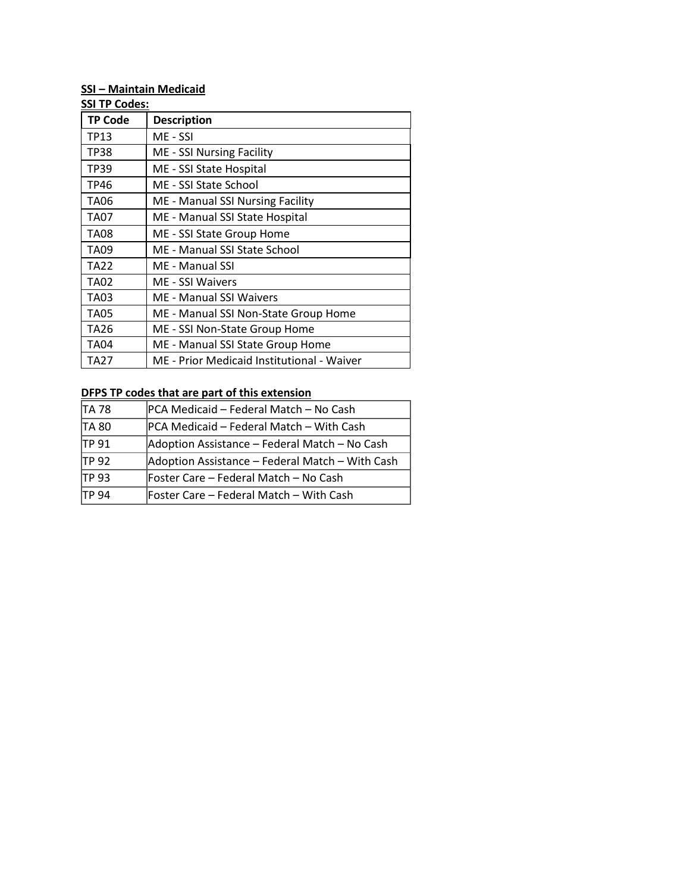**SSI – Maintain Medicaid**

**SSI TP Codes:**

| TP Code | Description |
|---|---|
| TP13 | ME - SSI |
| TP38 | ME - SSI Nursing Facility |
| TP39 | ME - SSI State Hospital |
| TP46 | ME - SSI State School |
| TA06 | ME - Manual SSI Nursing Facility |
| TA07 | ME - Manual SSI State Hospital |
| TA08 | ME - SSI State Group Home |
| TA09 | ME - Manual SSI State School |
| TA22 | ME - Manual SSI |
| TA02 | ME - SSI Waivers |
| TA03 | ME - Manual SSI Waivers |
| TA05 | ME - Manual SSI Non-State Group Home |
| TA26 | ME - SSI Non-State Group Home |
| TA04 | ME - Manual SSI State Group Home |
| TA27 | ME - Prior Medicaid Institutional - Waiver |

**DFPS TP codes that are part of this extension**

| | |
|---|---|
| TA 78 | PCA Medicaid – Federal Match – No Cash |
| TA 80 | PCA Medicaid – Federal Match – With Cash |
| TP 91 | Adoption Assistance – Federal Match – No Cash |
| TP 92 | Adoption Assistance – Federal Match – With Cash |
| TP 93 | Foster Care – Federal Match – No Cash |
| TP 94 | Foster Care – Federal Match – With Cash |